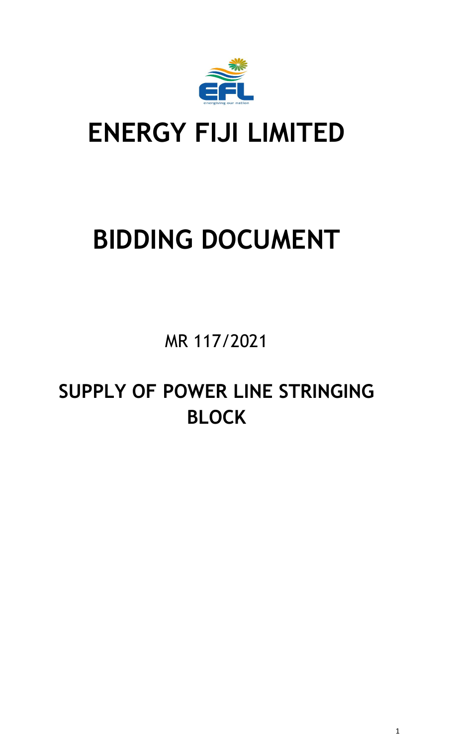# ENERGY FIJI LIMITED

# BIDDING DOCUMENT

MR 117/2021

## SUPPLY OF POWER LINE STRINGING BLOCK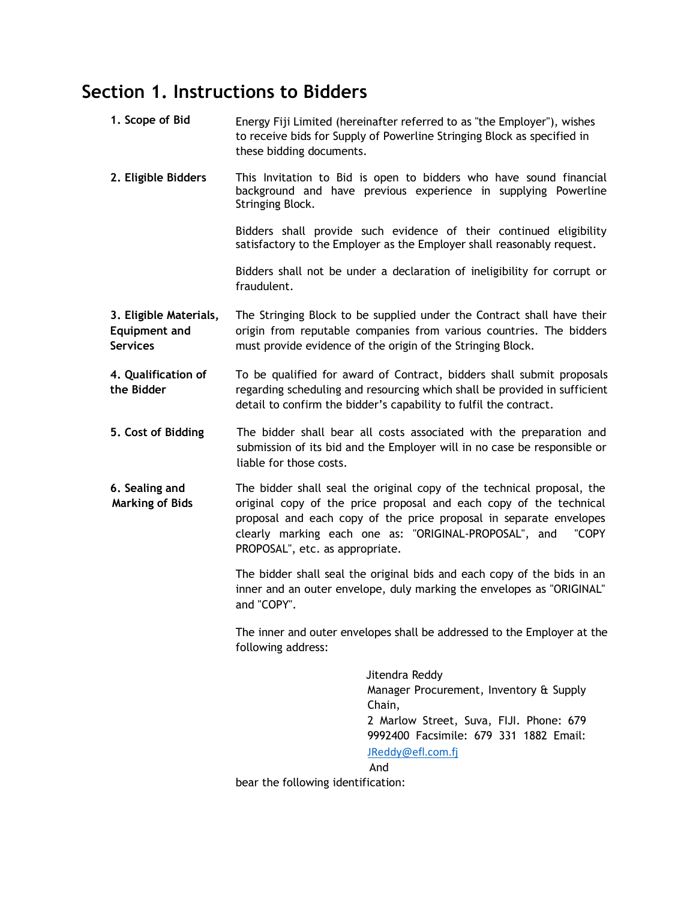# Section 1. Instructions to Bidders

**1. Scope of Bid**

Energy Fiji Limited (hereinafter referred to as "the Employer"), wishes to receive bids for Supply of Powerline Stringing Block as specified in these bidding documents.

**2. Eligible Bidders**

This Invitation to Bid is open to bidders who have sound financial background and have previous experience in supplying Powerline Stringing Block.

Bidders shall provide such evidence of their continued eligibility satisfactory to the Employer as the Employer shall reasonably request.

Bidders shall not be under a declaration of ineligibility for corrupt or fraudulent.

**3. Eligible Materials, Equipment and Services**

The Stringing Block to be supplied under the Contract shall have their origin from reputable companies from various countries. The bidders must provide evidence of the origin of the Stringing Block.

**4. Qualification of the Bidder**

To be qualified for award of Contract, bidders shall submit proposals regarding scheduling and resourcing which shall be provided in sufficient detail to confirm the bidder's capability to fulfil the contract.

**5. Cost of Bidding**

The bidder shall bear all costs associated with the preparation and submission of its bid and the Employer will in no case be responsible or liable for those costs.

**6. Sealing and Marking of Bids**

The bidder shall seal the original copy of the technical proposal, the original copy of the price proposal and each copy of the technical proposal and each copy of the price proposal in separate envelopes clearly marking each one as: "ORIGINAL-PROPOSAL", and "COPY PROPOSAL", etc. as appropriate.

The bidder shall seal the original bids and each copy of the bids in an inner and an outer envelope, duly marking the envelopes as "ORIGINAL" and "COPY".

The inner and outer envelopes shall be addressed to the Employer at the following address:

Jitendra Reddy
Manager Procurement, Inventory & Supply Chain,
2 Marlow Street, Suva, FIJI. Phone: 679 9992400 Facsimile: 679 331 1882 Email: JReddy@efl.com.fj
And

bear the following identification: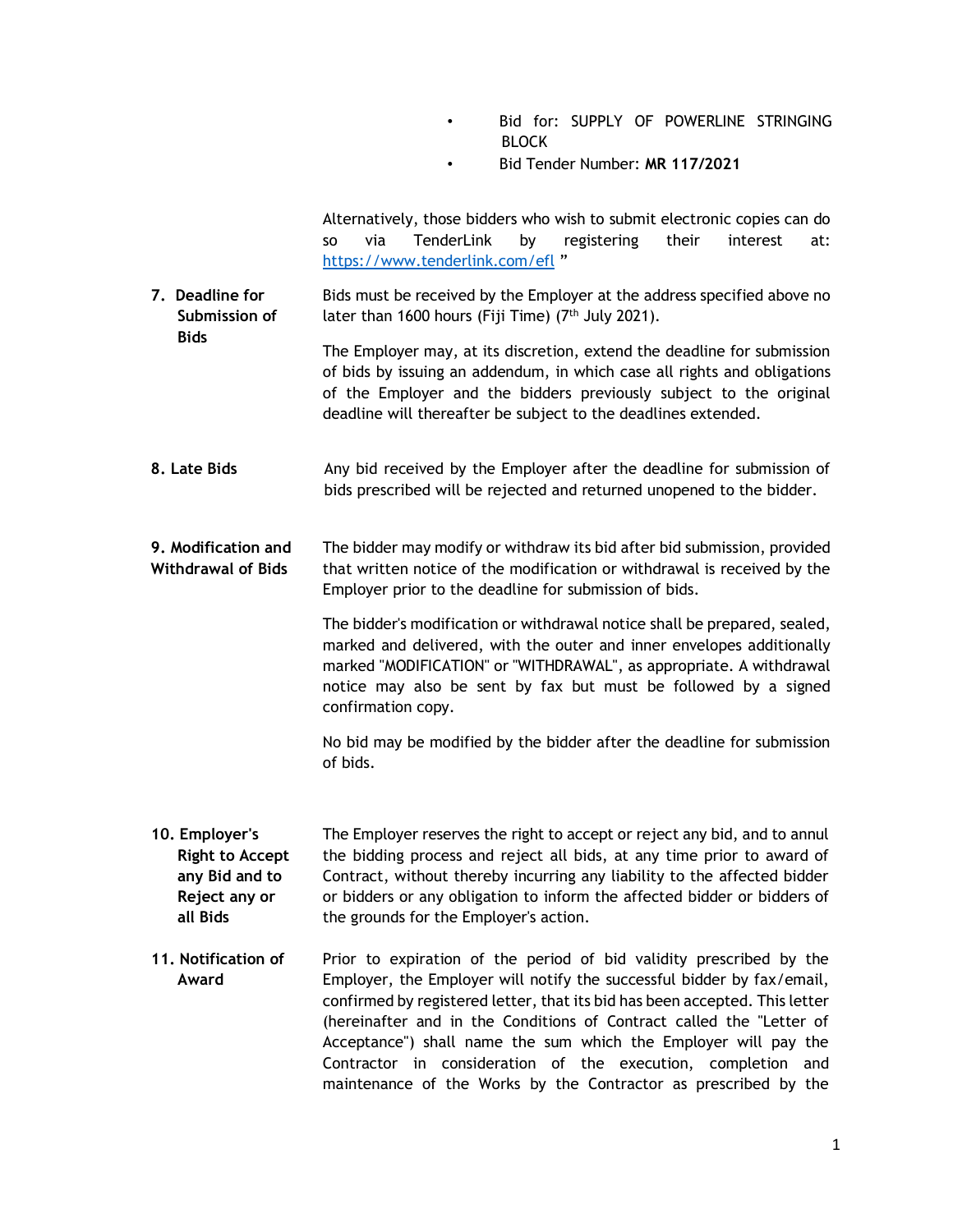- Bid for: SUPPLY OF POWERLINE STRINGING BLOCK
- Bid Tender Number: **MR 117/2021**

Alternatively, those bidders who wish to submit electronic copies can do so via TenderLink by registering their interest at: https://www.tenderlink.com/efl "

**7. Deadline for Submission of Bids**

Bids must be received by the Employer at the address specified above no later than 1600 hours (Fiji Time) (7th July 2021).

The Employer may, at its discretion, extend the deadline for submission of bids by issuing an addendum, in which case all rights and obligations of the Employer and the bidders previously subject to the original deadline will thereafter be subject to the deadlines extended.

**8. Late Bids**

Any bid received by the Employer after the deadline for submission of bids prescribed will be rejected and returned unopened to the bidder.

**9. Modification and Withdrawal of Bids**

The bidder may modify or withdraw its bid after bid submission, provided that written notice of the modification or withdrawal is received by the Employer prior to the deadline for submission of bids.

The bidder's modification or withdrawal notice shall be prepared, sealed, marked and delivered, with the outer and inner envelopes additionally marked "MODIFICATION" or "WITHDRAWAL", as appropriate. A withdrawal notice may also be sent by fax but must be followed by a signed confirmation copy.

No bid may be modified by the bidder after the deadline for submission of bids.

**10. Employer's Right to Accept any Bid and to Reject any or all Bids**

The Employer reserves the right to accept or reject any bid, and to annul the bidding process and reject all bids, at any time prior to award of Contract, without thereby incurring any liability to the affected bidder or bidders or any obligation to inform the affected bidder or bidders of the grounds for the Employer's action.

**11. Notification of Award**

Prior to expiration of the period of bid validity prescribed by the Employer, the Employer will notify the successful bidder by fax/email, confirmed by registered letter, that its bid has been accepted. This letter (hereinafter and in the Conditions of Contract called the "Letter of Acceptance") shall name the sum which the Employer will pay the Contractor in consideration of the execution, completion and maintenance of the Works by the Contractor as prescribed by the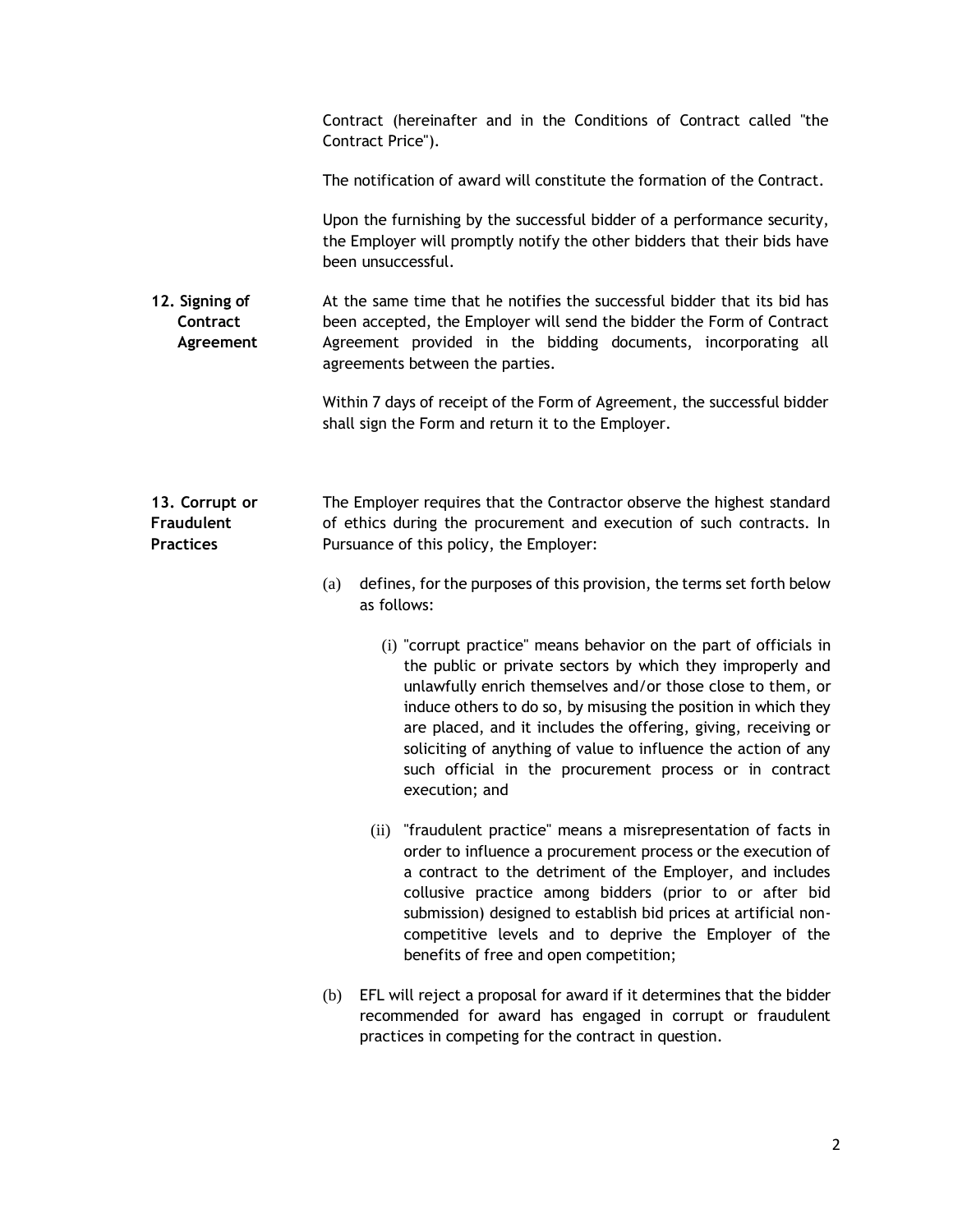Contract (hereinafter and in the Conditions of Contract called "the Contract Price").

The notification of award will constitute the formation of the Contract.

Upon the furnishing by the successful bidder of a performance security, the Employer will promptly notify the other bidders that their bids have been unsuccessful.

**12. Signing of Contract Agreement**

At the same time that he notifies the successful bidder that its bid has been accepted, the Employer will send the bidder the Form of Contract Agreement provided in the bidding documents, incorporating all agreements between the parties.

Within 7 days of receipt of the Form of Agreement, the successful bidder shall sign the Form and return it to the Employer.

**13. Corrupt or Fraudulent Practices**

The Employer requires that the Contractor observe the highest standard of ethics during the procurement and execution of such contracts. In Pursuance of this policy, the Employer:

(a) defines, for the purposes of this provision, the terms set forth below as follows:

(i) "corrupt practice" means behavior on the part of officials in the public or private sectors by which they improperly and unlawfully enrich themselves and/or those close to them, or induce others to do so, by misusing the position in which they are placed, and it includes the offering, giving, receiving or soliciting of anything of value to influence the action of any such official in the procurement process or in contract execution; and

(ii) "fraudulent practice" means a misrepresentation of facts in order to influence a procurement process or the execution of a contract to the detriment of the Employer, and includes collusive practice among bidders (prior to or after bid submission) designed to establish bid prices at artificial non-competitive levels and to deprive the Employer of the benefits of free and open competition;

(b) EFL will reject a proposal for award if it determines that the bidder recommended for award has engaged in corrupt or fraudulent practices in competing for the contract in question.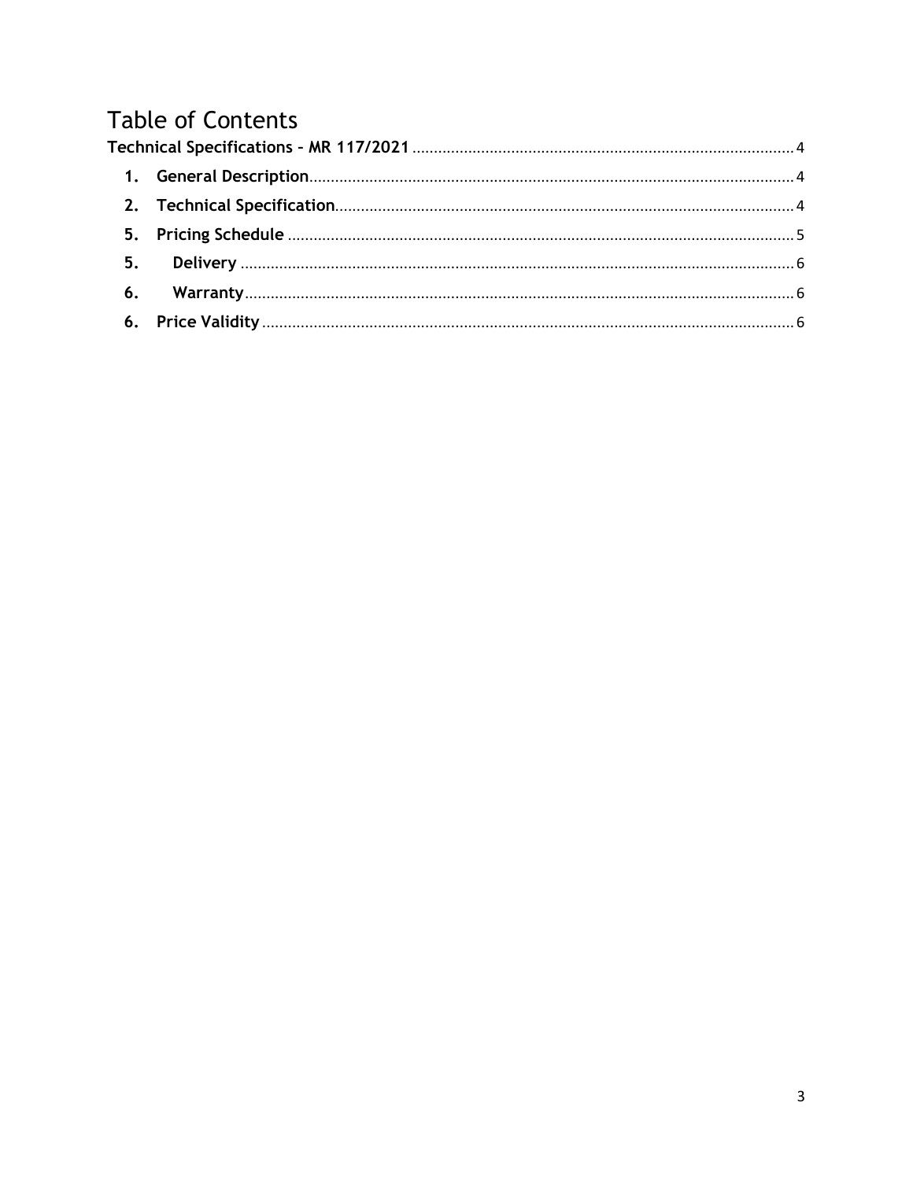# Table of Contents

Technical Specifications – MR 117/2021 ........ 4

1. General Description ........ 4
2. Technical Specification ........ 4
5. Pricing Schedule ........ 5
5. Delivery ........ 6
6. Warranty ........ 6
6. Price Validity ........ 6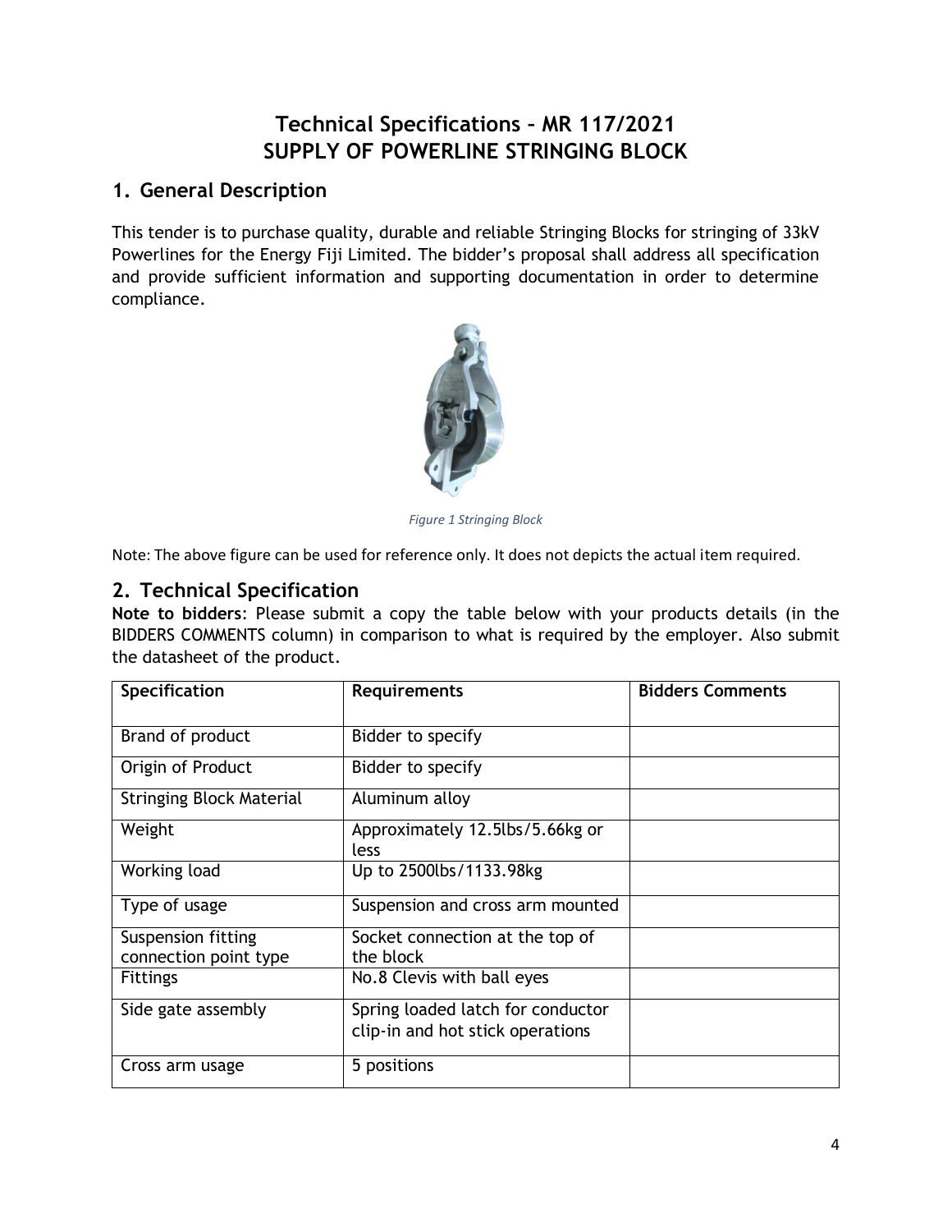# Technical Specifications – MR 117/2021
# SUPPLY OF POWERLINE STRINGING BLOCK

## 1. General Description

This tender is to purchase quality, durable and reliable Stringing Blocks for stringing of 33kV Powerlines for the Energy Fiji Limited. The bidder's proposal shall address all specification and provide sufficient information and supporting documentation in order to determine compliance.

*Figure 1 Stringing Block*

Note: The above figure can be used for reference only. It does not depicts the actual item required.

## 2. Technical Specification

**Note to bidders**: Please submit a copy the table below with your products details (in the BIDDERS COMMENTS column) in comparison to what is required by the employer. Also submit the datasheet of the product.

| Specification | Requirements | Bidders Comments |
|---|---|---|
| Brand of product | Bidder to specify | |
| Origin of Product | Bidder to specify | |
| Stringing Block Material | Aluminum alloy | |
| Weight | Approximately 12.5lbs/5.66kg or less | |
| Working load | Up to 2500lbs/1133.98kg | |
| Type of usage | Suspension and cross arm mounted | |
| Suspension fitting connection point type | Socket connection at the top of the block | |
| Fittings | No.8 Clevis with ball eyes | |
| Side gate assembly | Spring loaded latch for conductor clip-in and hot stick operations | |
| Cross arm usage | 5 positions | |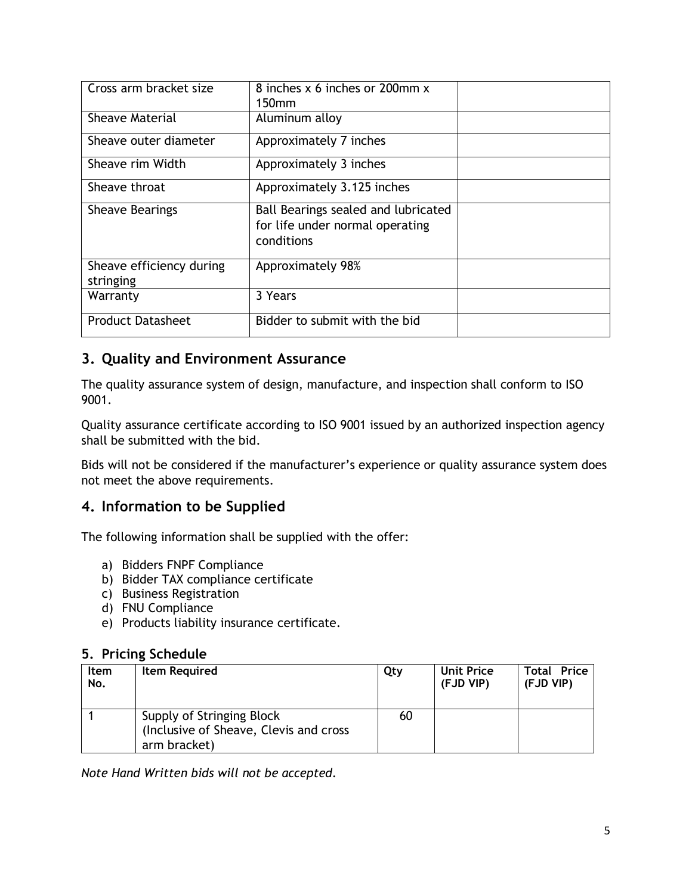| Cross arm bracket size | 8 inches x 6 inches or 200mm x 150mm | |
|---|---|---|
| Sheave Material | Aluminum alloy | |
| Sheave outer diameter | Approximately 7 inches | |
| Sheave rim Width | Approximately 3 inches | |
| Sheave throat | Approximately 3.125 inches | |
| Sheave Bearings | Ball Bearings sealed and lubricated for life under normal operating conditions | |
| Sheave efficiency during stringing | Approximately 98% | |
| Warranty | 3 Years | |
| Product Datasheet | Bidder to submit with the bid | |

## 3. Quality and Environment Assurance

The quality assurance system of design, manufacture, and inspection shall conform to ISO 9001.

Quality assurance certificate according to ISO 9001 issued by an authorized inspection agency shall be submitted with the bid.

Bids will not be considered if the manufacturer's experience or quality assurance system does not meet the above requirements.

## 4. Information to be Supplied

The following information shall be supplied with the offer:

a) Bidders FNPF Compliance
b) Bidder TAX compliance certificate
c) Business Registration
d) FNU Compliance
e) Products liability insurance certificate.

### 5. Pricing Schedule

| Item No. | Item Required | Qty | Unit Price (FJD VIP) | Total Price (FJD VIP) |
|---|---|---|---|---|
| 1 | Supply of Stringing Block (Inclusive of Sheave, Clevis and cross arm bracket) | 60 | | |

*Note Hand Written bids will not be accepted.*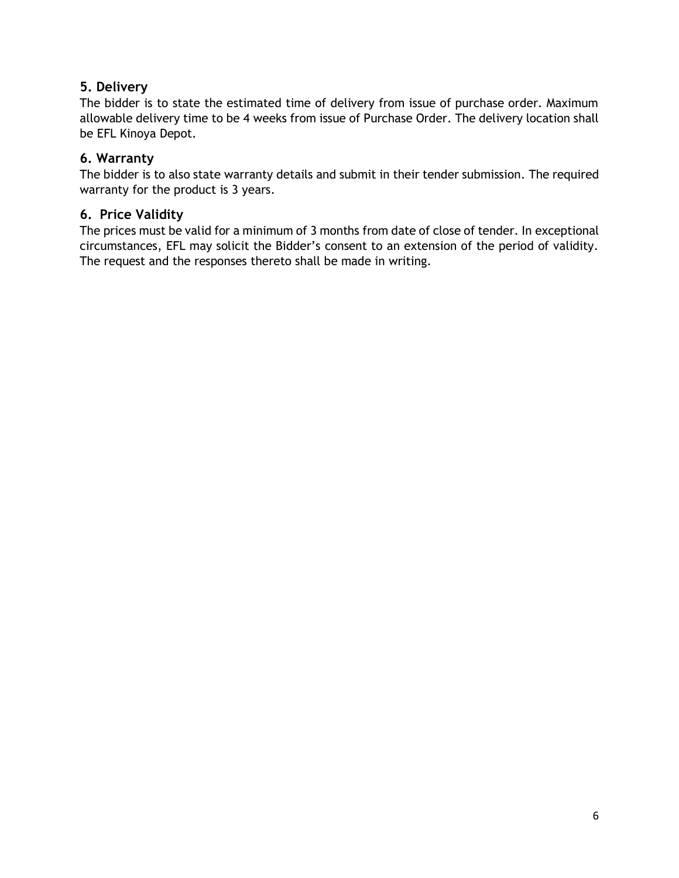### 5. Delivery

The bidder is to state the estimated time of delivery from issue of purchase order. Maximum allowable delivery time to be 4 weeks from issue of Purchase Order. The delivery location shall be EFL Kinoya Depot.

### 6. Warranty

The bidder is to also state warranty details and submit in their tender submission. The required warranty for the product is 3 years.

### 6. Price Validity

The prices must be valid for a minimum of 3 months from date of close of tender. In exceptional circumstances, EFL may solicit the Bidder's consent to an extension of the period of validity. The request and the responses thereto shall be made in writing.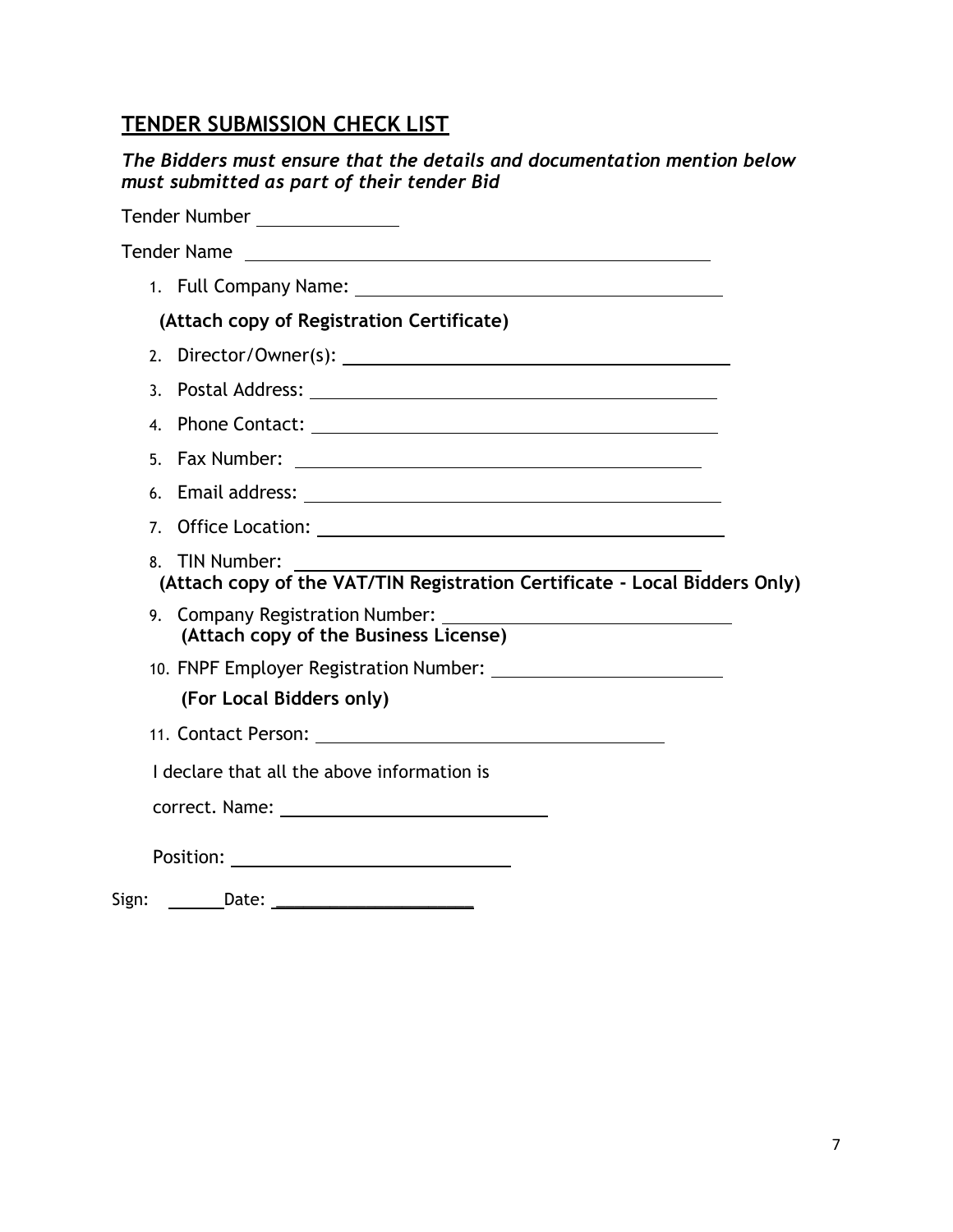## TENDER SUBMISSION CHECK LIST

***The Bidders must ensure that the details and documentation mention below must submitted as part of their tender Bid***

Tender Number ______________

Tender Name ______________________________________________

1. Full Company Name: ____________________________________

   **(Attach copy of Registration Certificate)**

2. Director/Owner(s): ____________________________________
3. Postal Address: ____________________________________
4. Phone Contact: ____________________________________
5. Fax Number: ____________________________________
6. Email address: ____________________________________
7. Office Location: ____________________________________
8. TIN Number: ____________________________________

   **(Attach copy of the VAT/TIN Registration Certificate - Local Bidders Only)**

9. Company Registration Number: ___________________________

   **(Attach copy of the Business License)**

10. FNPF Employer Registration Number: ______________________

    **(For Local Bidders only)**

11. Contact Person: ____________________________________

I declare that all the above information is

correct. Name: ___________________________

Position: ___________________________

Sign: ______Date: _____________________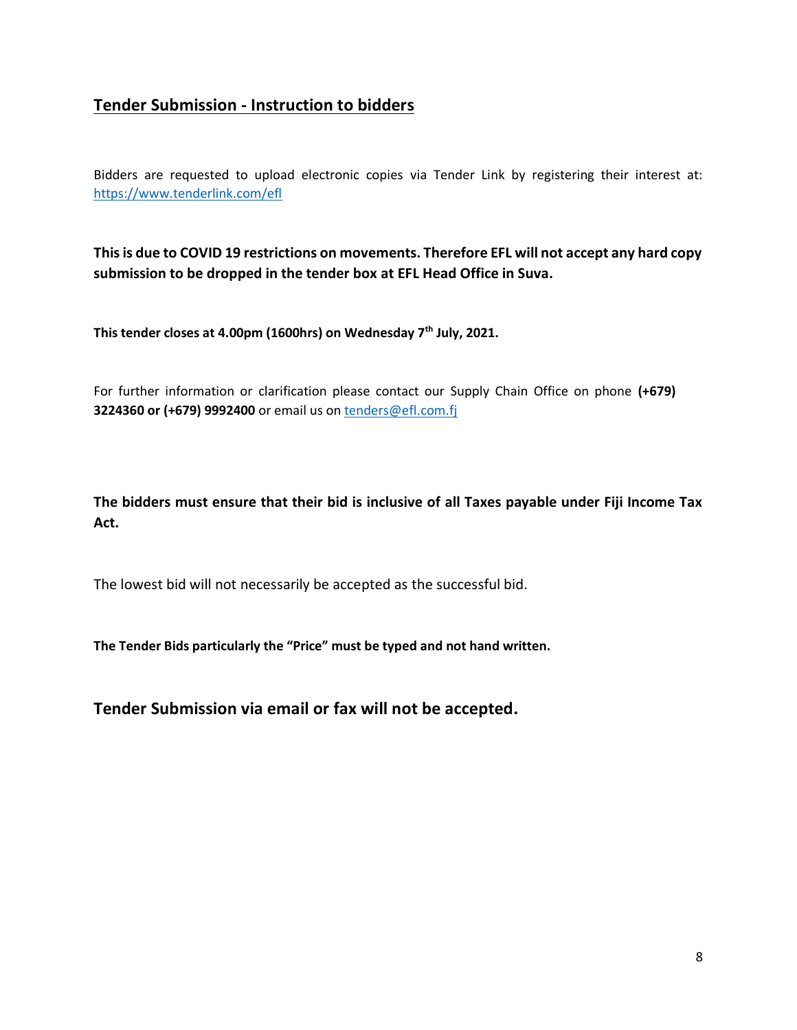## Tender Submission - Instruction to bidders

Bidders are requested to upload electronic copies via Tender Link by registering their interest at: https://www.tenderlink.com/efl

**This is due to COVID 19 restrictions on movements. Therefore EFL will not accept any hard copy submission to be dropped in the tender box at EFL Head Office in Suva.**

**This tender closes at 4.00pm (1600hrs) on Wednesday 7th July, 2021.**

For further information or clarification please contact our Supply Chain Office on phone **(+679) 3224360 or (+679) 9992400** or email us on tenders@efl.com.fj

**The bidders must ensure that their bid is inclusive of all Taxes payable under Fiji Income Tax Act.**

The lowest bid will not necessarily be accepted as the successful bid.

**The Tender Bids particularly the "Price" must be typed and not hand written.**

**Tender Submission via email or fax will not be accepted.**